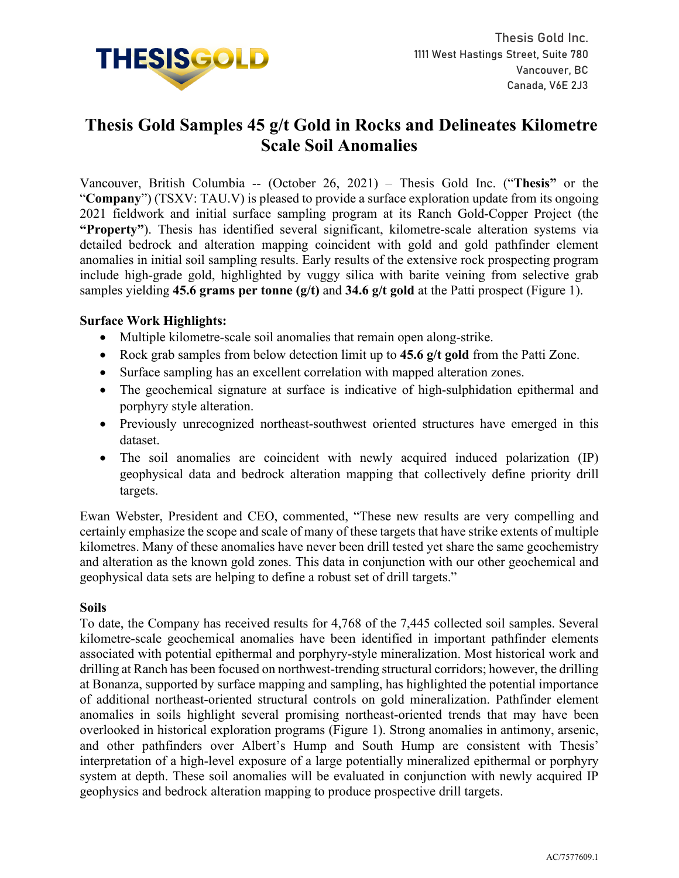THESISGOLD

Thesis Gold Inc.
1111 West Hastings Street, Suite 780
Vancouver, BC
Canada, V6E 2J3

# Thesis Gold Samples 45 g/t Gold in Rocks and Delineates Kilometre Scale Soil Anomalies

Vancouver, British Columbia -- (October 26, 2021) – Thesis Gold Inc. ("**Thesis**" or the "**Company**") (TSXV: TAU.V) is pleased to provide a surface exploration update from its ongoing 2021 fieldwork and initial surface sampling program at its Ranch Gold-Copper Project (the **"Property"**). Thesis has identified several significant, kilometre-scale alteration systems via detailed bedrock and alteration mapping coincident with gold and gold pathfinder element anomalies in initial soil sampling results. Early results of the extensive rock prospecting program include high-grade gold, highlighted by vuggy silica with barite veining from selective grab samples yielding **45.6 grams per tonne (g/t)** and **34.6 g/t gold** at the Patti prospect (Figure 1).

**Surface Work Highlights:**

- Multiple kilometre-scale soil anomalies that remain open along-strike.
- Rock grab samples from below detection limit up to **45.6 g/t gold** from the Patti Zone.
- Surface sampling has an excellent correlation with mapped alteration zones.
- The geochemical signature at surface is indicative of high-sulphidation epithermal and porphyry style alteration.
- Previously unrecognized northeast-southwest oriented structures have emerged in this dataset.
- The soil anomalies are coincident with newly acquired induced polarization (IP) geophysical data and bedrock alteration mapping that collectively define priority drill targets.

Ewan Webster, President and CEO, commented, "These new results are very compelling and certainly emphasize the scope and scale of many of these targets that have strike extents of multiple kilometres. Many of these anomalies have never been drill tested yet share the same geochemistry and alteration as the known gold zones. This data in conjunction with our other geochemical and geophysical data sets are helping to define a robust set of drill targets."

**Soils**

To date, the Company has received results for 4,768 of the 7,445 collected soil samples. Several kilometre-scale geochemical anomalies have been identified in important pathfinder elements associated with potential epithermal and porphyry-style mineralization. Most historical work and drilling at Ranch has been focused on northwest-trending structural corridors; however, the drilling at Bonanza, supported by surface mapping and sampling, has highlighted the potential importance of additional northeast-oriented structural controls on gold mineralization. Pathfinder element anomalies in soils highlight several promising northeast-oriented trends that may have been overlooked in historical exploration programs (Figure 1). Strong anomalies in antimony, arsenic, and other pathfinders over Albert's Hump and South Hump are consistent with Thesis' interpretation of a high-level exposure of a large potentially mineralized epithermal or porphyry system at depth. These soil anomalies will be evaluated in conjunction with newly acquired IP geophysics and bedrock alteration mapping to produce prospective drill targets.

AC/7577609.1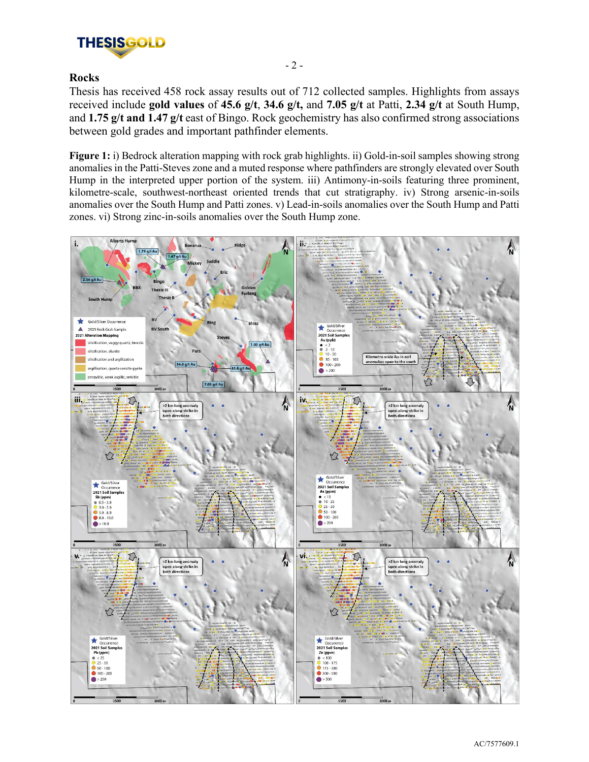## Rocks

Thesis has received 458 rock assay results out of 712 collected samples. Highlights from assays received include **gold values** of **45.6 g/t**, **34.6 g/t,** and **7.05 g/t** at Patti, **2.34 g/t** at South Hump, and **1.75 g/t and 1.47 g/t** east of Bingo. Rock geochemistry has also confirmed strong associations between gold grades and important pathfinder elements.

**Figure 1:** i) Bedrock alteration mapping with rock grab highlights. ii) Gold-in-soil samples showing strong anomalies in the Patti-Steves zone and a muted response where pathfinders are strongly elevated over South Hump in the interpreted upper portion of the system. iii) Antimony-in-soils featuring three prominent, kilometre-scale, southwest-northeast oriented trends that cut stratigraphy. iv) Strong arsenic-in-soils anomalies over the South Hump and Patti zones. v) Lead-in-soils anomalies over the South Hump and Patti zones. vi) Strong zinc-in-soils anomalies over the South Hump zone.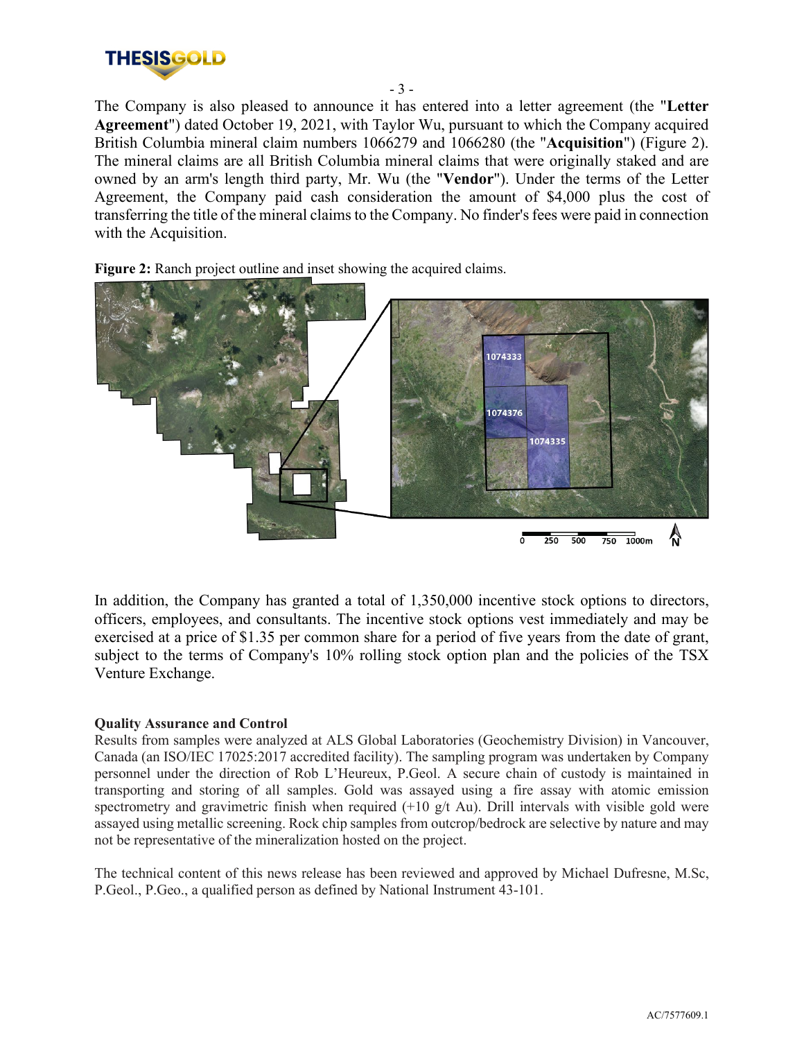The Company is also pleased to announce it has entered into a letter agreement (the "**Letter Agreement**") dated October 19, 2021, with Taylor Wu, pursuant to which the Company acquired British Columbia mineral claim numbers 1066279 and 1066280 (the "**Acquisition**") (Figure 2). The mineral claims are all British Columbia mineral claims that were originally staked and are owned by an arm's length third party, Mr. Wu (the "**Vendor**"). Under the terms of the Letter Agreement, the Company paid cash consideration the amount of $4,000 plus the cost of transferring the title of the mineral claims to the Company. No finder's fees were paid in connection with the Acquisition.

**Figure 2:** Ranch project outline and inset showing the acquired claims.

In addition, the Company has granted a total of 1,350,000 incentive stock options to directors, officers, employees, and consultants. The incentive stock options vest immediately and may be exercised at a price of $1.35 per common share for a period of five years from the date of grant, subject to the terms of Company's 10% rolling stock option plan and the policies of the TSX Venture Exchange.

**Quality Assurance and Control**

Results from samples were analyzed at ALS Global Laboratories (Geochemistry Division) in Vancouver, Canada (an ISO/IEC 17025:2017 accredited facility). The sampling program was undertaken by Company personnel under the direction of Rob L'Heureux, P.Geol. A secure chain of custody is maintained in transporting and storing of all samples. Gold was assayed using a fire assay with atomic emission spectrometry and gravimetric finish when required (+10 g/t Au). Drill intervals with visible gold were assayed using metallic screening. Rock chip samples from outcrop/bedrock are selective by nature and may not be representative of the mineralization hosted on the project.

The technical content of this news release has been reviewed and approved by Michael Dufresne, M.Sc, P.Geol., P.Geo., a qualified person as defined by National Instrument 43-101.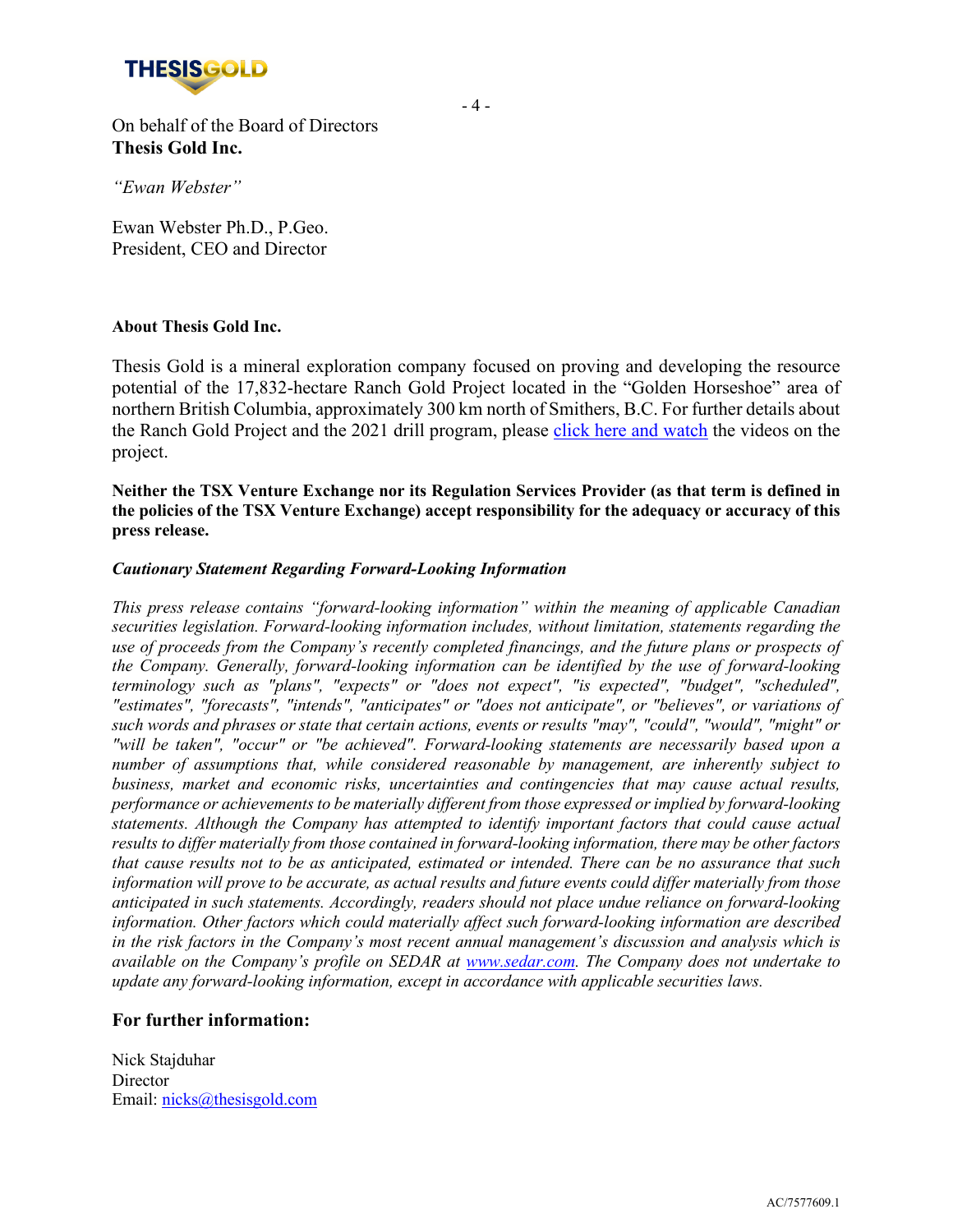On behalf of the Board of Directors
**Thesis Gold Inc.**

*"Ewan Webster"*

Ewan Webster Ph.D., P.Geo.
President, CEO and Director

**About Thesis Gold Inc.**

Thesis Gold is a mineral exploration company focused on proving and developing the resource potential of the 17,832-hectare Ranch Gold Project located in the "Golden Horseshoe" area of northern British Columbia, approximately 300 km north of Smithers, B.C. For further details about the Ranch Gold Project and the 2021 drill program, please click here and watch the videos on the project.

**Neither the TSX Venture Exchange nor its Regulation Services Provider (as that term is defined in the policies of the TSX Venture Exchange) accept responsibility for the adequacy or accuracy of this press release.**

***Cautionary Statement Regarding Forward-Looking Information***

*This press release contains "forward-looking information" within the meaning of applicable Canadian securities legislation. Forward-looking information includes, without limitation, statements regarding the use of proceeds from the Company's recently completed financings, and the future plans or prospects of the Company. Generally, forward-looking information can be identified by the use of forward-looking terminology such as "plans", "expects" or "does not expect", "is expected", "budget", "scheduled", "estimates", "forecasts", "intends", "anticipates" or "does not anticipate", or "believes", or variations of such words and phrases or state that certain actions, events or results "may", "could", "would", "might" or "will be taken", "occur" or "be achieved". Forward-looking statements are necessarily based upon a number of assumptions that, while considered reasonable by management, are inherently subject to business, market and economic risks, uncertainties and contingencies that may cause actual results, performance or achievements to be materially different from those expressed or implied by forward-looking statements. Although the Company has attempted to identify important factors that could cause actual results to differ materially from those contained in forward-looking information, there may be other factors that cause results not to be as anticipated, estimated or intended. There can be no assurance that such information will prove to be accurate, as actual results and future events could differ materially from those anticipated in such statements. Accordingly, readers should not place undue reliance on forward-looking information. Other factors which could materially affect such forward-looking information are described in the risk factors in the Company's most recent annual management's discussion and analysis which is available on the Company's profile on SEDAR at www.sedar.com. The Company does not undertake to update any forward-looking information, except in accordance with applicable securities laws.*

## For further information:

Nick Stajduhar
Director
Email: nicks@thesisgold.com

AC/7577609.1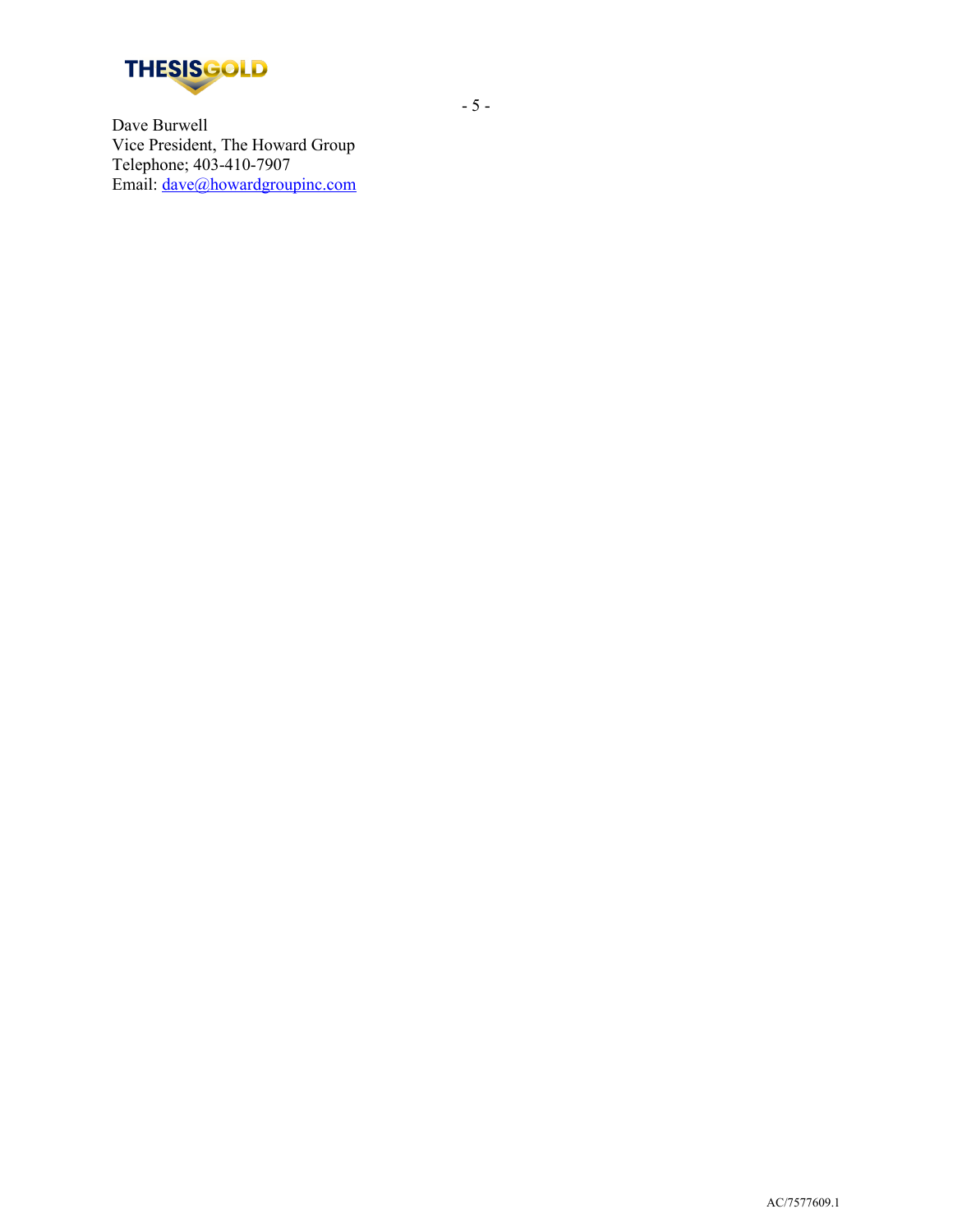Dave Burwell
Vice President, The Howard Group
Telephone; 403-410-7907
Email: dave@howardgroupinc.com